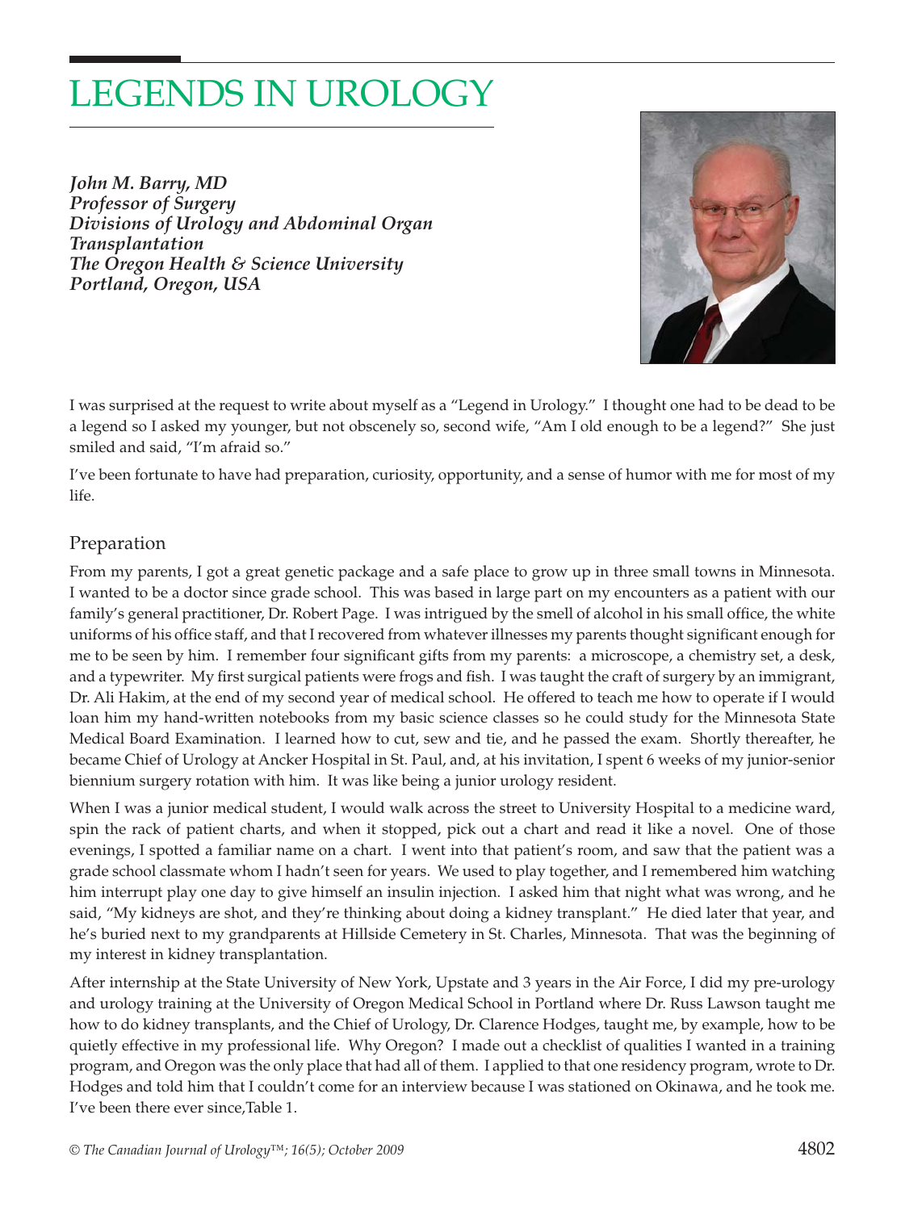# LEGENDS IN UROLOGY

***John M. Barry, MD***
***Professor of Surgery***
***Divisions of Urology and Abdominal Organ Transplantation***
***The Oregon Health & Science University***
***Portland, Oregon, USA***

I was surprised at the request to write about myself as a "Legend in Urology." I thought one had to be dead to be a legend so I asked my younger, but not obscenely so, second wife, "Am I old enough to be a legend?" She just smiled and said, "I'm afraid so."

I've been fortunate to have had preparation, curiosity, opportunity, and a sense of humor with me for most of my life.

## Preparation

From my parents, I got a great genetic package and a safe place to grow up in three small towns in Minnesota. I wanted to be a doctor since grade school. This was based in large part on my encounters as a patient with our family's general practitioner, Dr. Robert Page. I was intrigued by the smell of alcohol in his small office, the white uniforms of his office staff, and that I recovered from whatever illnesses my parents thought significant enough for me to be seen by him. I remember four significant gifts from my parents: a microscope, a chemistry set, a desk, and a typewriter. My first surgical patients were frogs and fish. I was taught the craft of surgery by an immigrant, Dr. Ali Hakim, at the end of my second year of medical school. He offered to teach me how to operate if I would loan him my hand-written notebooks from my basic science classes so he could study for the Minnesota State Medical Board Examination. I learned how to cut, sew and tie, and he passed the exam. Shortly thereafter, he became Chief of Urology at Ancker Hospital in St. Paul, and, at his invitation, I spent 6 weeks of my junior-senior biennium surgery rotation with him. It was like being a junior urology resident.

When I was a junior medical student, I would walk across the street to University Hospital to a medicine ward, spin the rack of patient charts, and when it stopped, pick out a chart and read it like a novel. One of those evenings, I spotted a familiar name on a chart. I went into that patient's room, and saw that the patient was a grade school classmate whom I hadn't seen for years. We used to play together, and I remembered him watching him interrupt play one day to give himself an insulin injection. I asked him that night what was wrong, and he said, "My kidneys are shot, and they're thinking about doing a kidney transplant." He died later that year, and he's buried next to my grandparents at Hillside Cemetery in St. Charles, Minnesota. That was the beginning of my interest in kidney transplantation.

After internship at the State University of New York, Upstate and 3 years in the Air Force, I did my pre-urology and urology training at the University of Oregon Medical School in Portland where Dr. Russ Lawson taught me how to do kidney transplants, and the Chief of Urology, Dr. Clarence Hodges, taught me, by example, how to be quietly effective in my professional life. Why Oregon? I made out a checklist of qualities I wanted in a training program, and Oregon was the only place that had all of them. I applied to that one residency program, wrote to Dr. Hodges and told him that I couldn't come for an interview because I was stationed on Okinawa, and he took me. I've been there ever since,Table 1.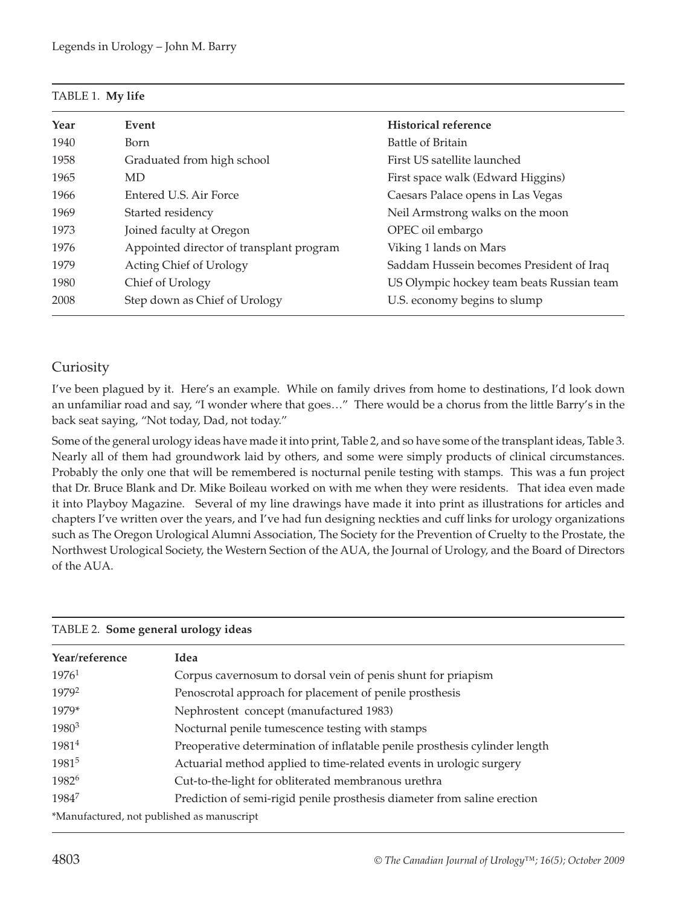TABLE 1. **My life**

| Year | Event | Historical reference |
|---|---|---|
| 1940 | Born | Battle of Britain |
| 1958 | Graduated from high school | First US satellite launched |
| 1965 | MD | First space walk (Edward Higgins) |
| 1966 | Entered U.S. Air Force | Caesars Palace opens in Las Vegas |
| 1969 | Started residency | Neil Armstrong walks on the moon |
| 1973 | Joined faculty at Oregon | OPEC oil embargo |
| 1976 | Appointed director of transplant program | Viking 1 lands on Mars |
| 1979 | Acting Chief of Urology | Saddam Hussein becomes President of Iraq |
| 1980 | Chief of Urology | US Olympic hockey team beats Russian team |
| 2008 | Step down as Chief of Urology | U.S. economy begins to slump |

## Curiosity

I've been plagued by it. Here's an example. While on family drives from home to destinations, I'd look down an unfamiliar road and say, "I wonder where that goes…" There would be a chorus from the little Barry's in the back seat saying, "Not today, Dad, not today."

Some of the general urology ideas have made it into print, Table 2, and so have some of the transplant ideas, Table 3. Nearly all of them had groundwork laid by others, and some were simply products of clinical circumstances. Probably the only one that will be remembered is nocturnal penile testing with stamps. This was a fun project that Dr. Bruce Blank and Dr. Mike Boileau worked on with me when they were residents. That idea even made it into Playboy Magazine. Several of my line drawings have made it into print as illustrations for articles and chapters I've written over the years, and I've had fun designing neckties and cuff links for urology organizations such as The Oregon Urological Alumni Association, The Society for the Prevention of Cruelty to the Prostate, the Northwest Urological Society, the Western Section of the AUA, the Journal of Urology, and the Board of Directors of the AUA.

TABLE 2. **Some general urology ideas**

| Year/reference | Idea |
|---|---|
| 1976[1] | Corpus cavernosum to dorsal vein of penis shunt for priapism |
| 1979[2] | Penoscrotal approach for placement of penile prosthesis |
| 1979* | Nephrostent concept (manufactured 1983) |
| 1980[3] | Nocturnal penile tumescence testing with stamps |
| 1981[4] | Preoperative determination of inflatable penile prosthesis cylinder length |
| 1981[5] | Actuarial method applied to time-related events in urologic surgery |
| 1982[6] | Cut-to-the-light for obliterated membranous urethra |
| 1984[7] | Prediction of semi-rigid penile prosthesis diameter from saline erection |

*Manufactured, not published as manuscript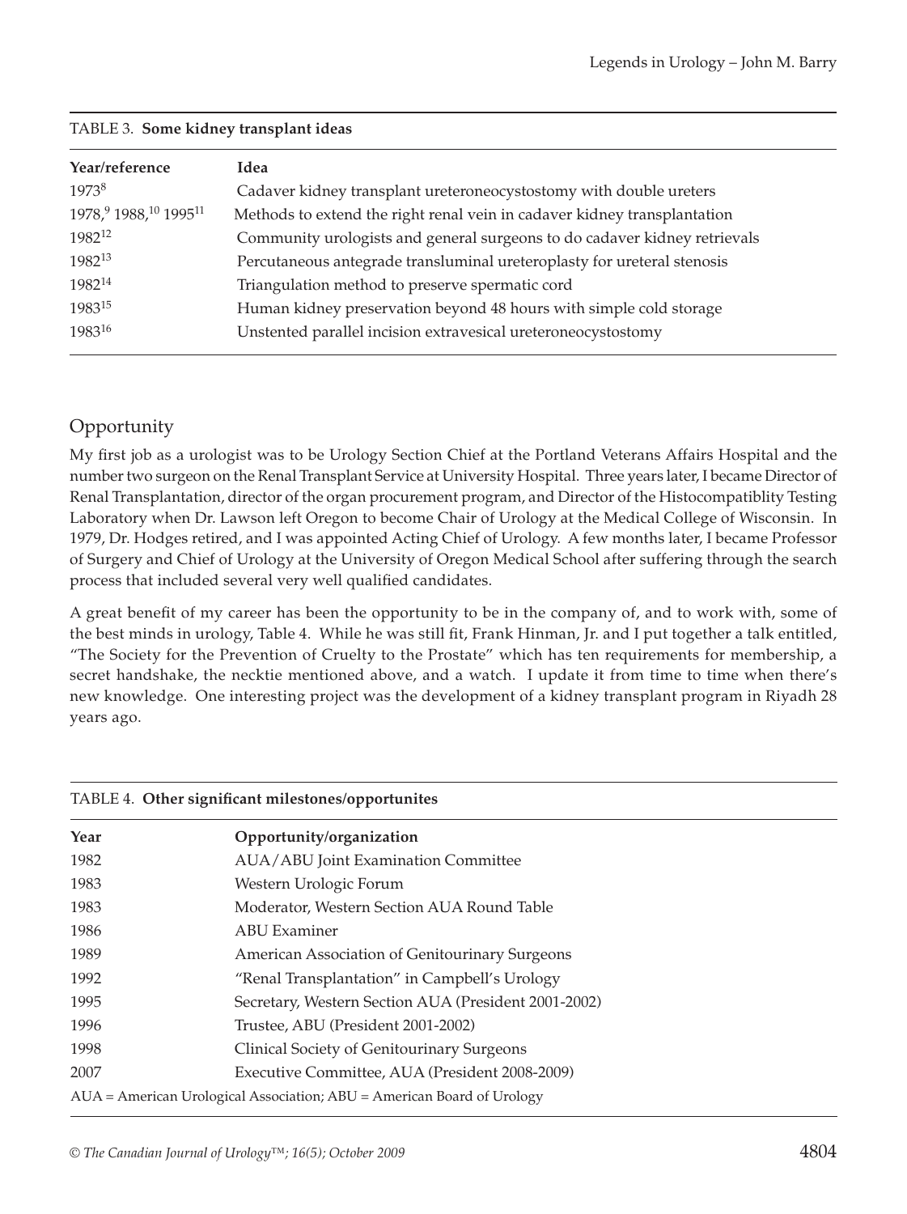TABLE 3. **Some kidney transplant ideas**

| Year/reference | Idea |
|---|---|
| 1973[8] | Cadaver kidney transplant ureteroneocystostomy with double ureters |
| 1978,[9] 1988,[10] 1995[11] | Methods to extend the right renal vein in cadaver kidney transplantation |
| 1982[12] | Community urologists and general surgeons to do cadaver kidney retrievals |
| 1982[13] | Percutaneous antegrade transluminal ureteroplasty for ureteral stenosis |
| 1982[14] | Triangulation method to preserve spermatic cord |
| 1983[15] | Human kidney preservation beyond 48 hours with simple cold storage |
| 1983[16] | Unstented parallel incision extravesical ureteroneocystostomy |

## Opportunity

My first job as a urologist was to be Urology Section Chief at the Portland Veterans Affairs Hospital and the number two surgeon on the Renal Transplant Service at University Hospital. Three years later, I became Director of Renal Transplantation, director of the organ procurement program, and Director of the Histocompatiblity Testing Laboratory when Dr. Lawson left Oregon to become Chair of Urology at the Medical College of Wisconsin. In 1979, Dr. Hodges retired, and I was appointed Acting Chief of Urology. A few months later, I became Professor of Surgery and Chief of Urology at the University of Oregon Medical School after suffering through the search process that included several very well qualified candidates.

A great benefit of my career has been the opportunity to be in the company of, and to work with, some of the best minds in urology, Table 4. While he was still fit, Frank Hinman, Jr. and I put together a talk entitled, "The Society for the Prevention of Cruelty to the Prostate" which has ten requirements for membership, a secret handshake, the necktie mentioned above, and a watch. I update it from time to time when there's new knowledge. One interesting project was the development of a kidney transplant program in Riyadh 28 years ago.

TABLE 4. **Other significant milestones/opportunites**

| Year | Opportunity/organization |
|---|---|
| 1982 | AUA/ABU Joint Examination Committee |
| 1983 | Western Urologic Forum |
| 1983 | Moderator, Western Section AUA Round Table |
| 1986 | ABU Examiner |
| 1989 | American Association of Genitourinary Surgeons |
| 1992 | "Renal Transplantation" in Campbell's Urology |
| 1995 | Secretary, Western Section AUA (President 2001-2002) |
| 1996 | Trustee, ABU (President 2001-2002) |
| 1998 | Clinical Society of Genitourinary Surgeons |
| 2007 | Executive Committee, AUA (President 2008-2009) |

AUA = American Urological Association; ABU = American Board of Urology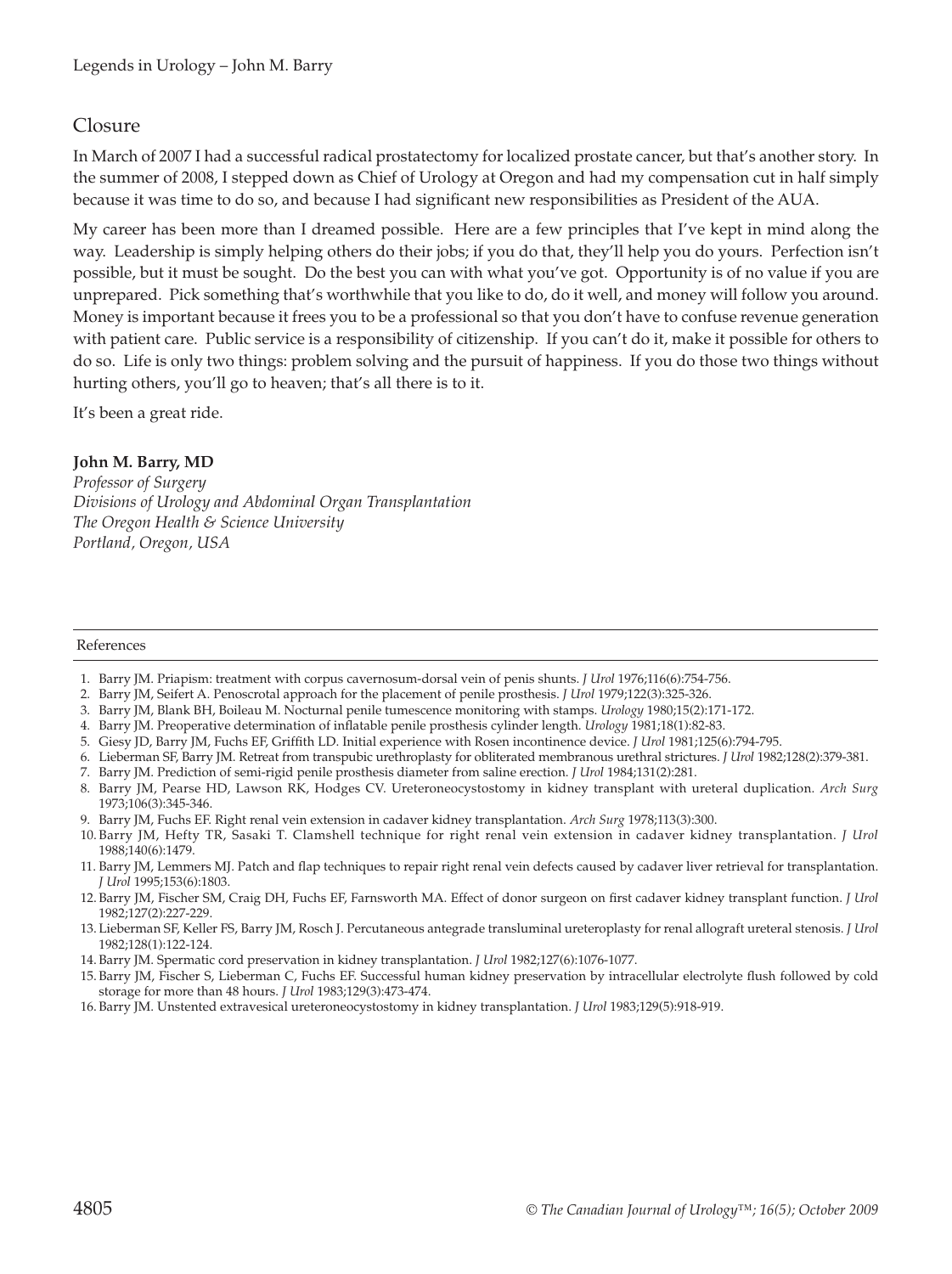## Closure

In March of 2007 I had a successful radical prostatectomy for localized prostate cancer, but that's another story. In the summer of 2008, I stepped down as Chief of Urology at Oregon and had my compensation cut in half simply because it was time to do so, and because I had significant new responsibilities as President of the AUA.

My career has been more than I dreamed possible. Here are a few principles that I've kept in mind along the way. Leadership is simply helping others do their jobs; if you do that, they'll help you do yours. Perfection isn't possible, but it must be sought. Do the best you can with what you've got. Opportunity is of no value if you are unprepared. Pick something that's worthwhile that you like to do, do it well, and money will follow you around. Money is important because it frees you to be a professional so that you don't have to confuse revenue generation with patient care. Public service is a responsibility of citizenship. If you can't do it, make it possible for others to do so. Life is only two things: problem solving and the pursuit of happiness. If you do those two things without hurting others, you'll go to heaven; that's all there is to it.

It's been a great ride.

**John M. Barry, MD**
*Professor of Surgery*
*Divisions of Urology and Abdominal Organ Transplantation*
*The Oregon Health & Science University*
*Portland, Oregon, USA*

---

References

1. Barry JM. Priapism: treatment with corpus cavernosum-dorsal vein of penis shunts. *J Urol* 1976;116(6):754-756.
2. Barry JM, Seifert A. Penoscrotal approach for the placement of penile prosthesis. *J Urol* 1979;122(3):325-326.
3. Barry JM, Blank BH, Boileau M. Nocturnal penile tumescence monitoring with stamps. *Urology* 1980;15(2):171-172.
4. Barry JM. Preoperative determination of inflatable penile prosthesis cylinder length. *Urology* 1981;18(1):82-83.
5. Giesy JD, Barry JM, Fuchs EF, Griffith LD. Initial experience with Rosen incontinence device. *J Urol* 1981;125(6):794-795.
6. Lieberman SF, Barry JM. Retreat from transpubic urethroplasty for obliterated membranous urethral strictures. *J Urol* 1982;128(2):379-381.
7. Barry JM. Prediction of semi-rigid penile prosthesis diameter from saline erection. *J Urol* 1984;131(2):281.
8. Barry JM, Pearse HD, Lawson RK, Hodges CV. Ureteroneocystostomy in kidney transplant with ureteral duplication. *Arch Surg* 1973;106(3):345-346.
9. Barry JM, Fuchs EF. Right renal vein extension in cadaver kidney transplantation. *Arch Surg* 1978;113(3):300.
10. Barry JM, Hefty TR, Sasaki T. Clamshell technique for right renal vein extension in cadaver kidney transplantation. *J Urol* 1988;140(6):1479.
11. Barry JM, Lemmers MJ. Patch and flap techniques to repair right renal vein defects caused by cadaver liver retrieval for transplantation. *J Urol* 1995;153(6):1803.
12. Barry JM, Fischer SM, Craig DH, Fuchs EF, Farnsworth MA. Effect of donor surgeon on first cadaver kidney transplant function. *J Urol* 1982;127(2):227-229.
13. Lieberman SF, Keller FS, Barry JM, Rosch J. Percutaneous antegrade transluminal ureteroplasty for renal allograft ureteral stenosis. *J Urol* 1982;128(1):122-124.
14. Barry JM. Spermatic cord preservation in kidney transplantation. *J Urol* 1982;127(6):1076-1077.
15. Barry JM, Fischer S, Lieberman C, Fuchs EF. Successful human kidney preservation by intracellular electrolyte flush followed by cold storage for more than 48 hours. *J Urol* 1983;129(3):473-474.
16. Barry JM. Unstented extravesical ureteroneocystostomy in kidney transplantation. *J Urol* 1983;129(5):918-919.